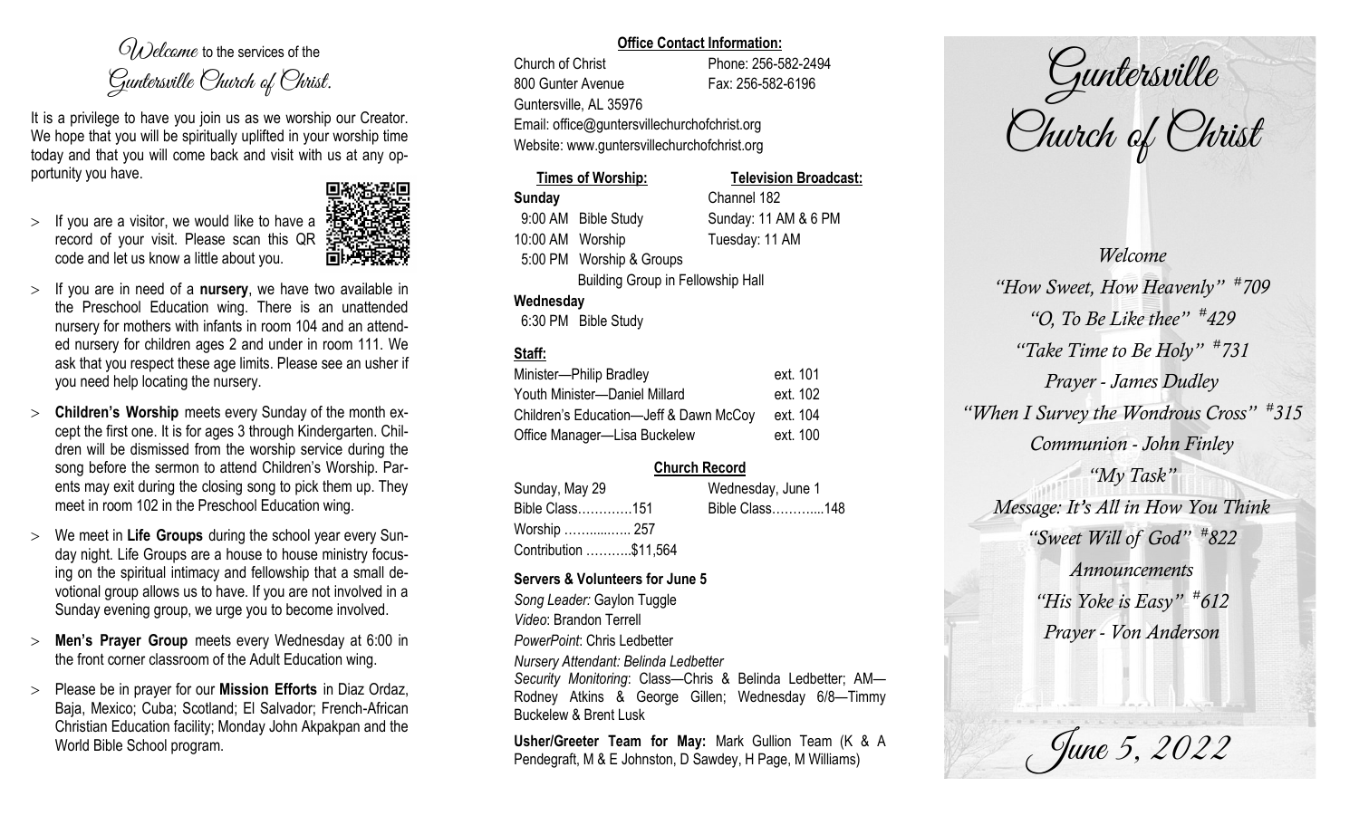# *Welcome to the services of the Guntersville Church of Christ.*

It is a privilege to have you join us as we worship our Creator. We hope that you will be spiritually uplifted in your worship time today and that you will come back and visit with us at any opportunity you have.

- If you are a visitor, we would like to have a record of your visit. Please scan this QR code and let us know a little about you.
- If you are in need of a **nursery**, we have two available in the Preschool Education wing. There is an unattended nursery for mothers with infants in room 104 and an attended nursery for children ages 2 and under in room 111. We ask that you respect these age limits. Please see an usher if you need help locating the nursery.
- **Children's Worship** meets every Sunday of the month except the first one. It is for ages 3 through Kindergarten. Children will be dismissed from the worship service during the song before the sermon to attend Children's Worship. Parents may exit during the closing song to pick them up. They meet in room 102 in the Preschool Education wing.
- We meet in **Life Groups** during the school year every Sunday night. Life Groups are a house to house ministry focusing on the spiritual intimacy and fellowship that a small devotional group allows us to have. If you are not involved in a Sunday evening group, we urge you to become involved.
- **Men's Prayer Group** meets every Wednesday at 6:00 in the front corner classroom of the Adult Education wing.
- Please be in prayer for our **Mission Efforts** in Diaz Ordaz, Baja, Mexico; Cuba; Scotland; El Salvador; French-African Christian Education facility; Monday John Akpakpan and the World Bible School program.

**Office Contact Information:**

Church of Christ — Phone: 256-582-2494
800 Gunter Avenue — Fax: 256-582-6196
Guntersville, AL 35976
Email: office@guntersvillechurchofchrist.org
Website: www.guntersvillechurchofchrist.org

**Times of Worship:**

**Sunday**
9:00 AM Bible Study
10:00 AM Worship
5:00 PM Worship & Groups
Building Group in Fellowship Hall

**Wednesday**
6:30 PM Bible Study

**Television Broadcast:**

Channel 182
Sunday: 11 AM & 6 PM
Tuesday: 11 AM

**Staff:**

| | |
|---|---|
| Minister—Philip Bradley | ext. 101 |
| Youth Minister—Daniel Millard | ext. 102 |
| Children's Education—Jeff & Dawn McCoy | ext. 104 |
| Office Manager—Lisa Buckelew | ext. 100 |

**Church Record**

| Sunday, May 29 | Wednesday, June 1 |
|---|---|
| Bible Class………….151 | Bible Class………....148 |
| Worship ……....….. 257 | |
| Contribution ………..$11,564 | |

**Servers & Volunteers for June 5**

*Song Leader:* Gaylon Tuggle
*Video*: Brandon Terrell
*PowerPoint*: Chris Ledbetter
*Nursery Attendant: Belinda Ledbetter*
*Security Monitoring*: Class—Chris & Belinda Ledbetter; AM—Rodney Atkins & George Gillen; Wednesday 6/8—Timmy Buckelew & Brent Lusk

**Usher/Greeter Team for May:** Mark Gullion Team (K & A Pendegraft, M & E Johnston, D Sawdey, H Page, M Williams)

# *Guntersville Church of Christ*

*Welcome*
*"How Sweet, How Heavenly" #709*
*"O, To Be Like thee" #429*
*"Take Time to Be Holy" #731*
*Prayer - James Dudley*
*"When I Survey the Wondrous Cross" #315*
*Communion - John Finley*
*"My Task"*
*Message: It's All in How You Think*
*"Sweet Will of God" #822*
*Announcements*
*"His Yoke is Easy" #612*
*Prayer - Von Anderson*

*June 5, 2022*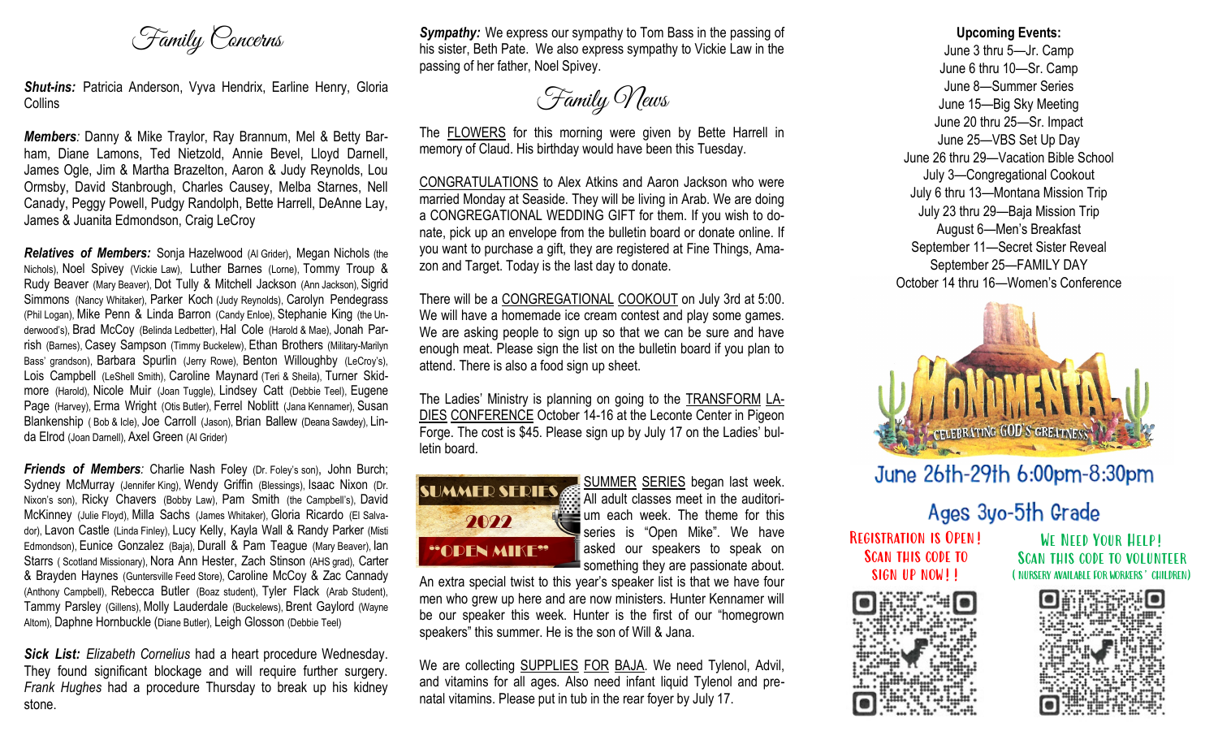# Family Concerns

***Shut-ins:*** Patricia Anderson, Vyva Hendrix, Earline Henry, Gloria Collins

***Members:*** Danny & Mike Traylor, Ray Brannum, Mel & Betty Barham, Diane Lamons, Ted Nietzold, Annie Bevel, Lloyd Darnell, James Ogle, Jim & Martha Brazelton, Aaron & Judy Reynolds, Lou Ormsby, David Stanbrough, Charles Causey, Melba Starnes, Nell Canady, Peggy Powell, Pudgy Randolph, Bette Harrell, DeAnne Lay, James & Juanita Edmondson, Craig LeCroy

***Relatives of Members:*** Sonja Hazelwood (Al Grider), Megan Nichols (the Nichols), Noel Spivey (Vickie Law), Luther Barnes (Lorne), Tommy Troup & Rudy Beaver (Mary Beaver), Dot Tully & Mitchell Jackson (Ann Jackson), Sigrid Simmons (Nancy Whitaker), Parker Koch (Judy Reynolds), Carolyn Pendegrass (Phil Logan), Mike Penn & Linda Barron (Candy Enloe), Stephanie King (the Underwood's), Brad McCoy (Belinda Ledbetter), Hal Cole (Harold & Mae), Jonah Parrish (Barnes), Casey Sampson (Timmy Buckelew), Ethan Brothers (Military-Marilyn Bass' grandson), Barbara Spurlin (Jerry Rowe), Benton Willoughby (LeCroy's), Lois Campbell (LeShell Smith), Caroline Maynard (Teri & Sheila), Turner Skidmore (Harold), Nicole Muir (Joan Tuggle), Lindsey Catt (Debbie Teel), Eugene Page (Harvey), Erma Wright (Otis Butler), Ferrel Noblitt (Jana Kennamer), Susan Blankenship ( Bob & Icle), Joe Carroll (Jason), Brian Ballew (Deana Sawdey), Linda Elrod (Joan Darnell), Axel Green (Al Grider)

***Friends of Members:*** Charlie Nash Foley (Dr. Foley's son), John Burch; Sydney McMurray (Jennifer King), Wendy Griffin (Blessings), Isaac Nixon (Dr. Nixon's son), Ricky Chavers (Bobby Law), Pam Smith (the Campbell's), David McKinney (Julie Floyd), Milla Sachs (James Whitaker), Gloria Ricardo (El Salvador), Lavon Castle (Linda Finley), Lucy Kelly, Kayla Wall & Randy Parker (Misti Edmondson), Eunice Gonzalez (Baja), Durall & Pam Teague (Mary Beaver), Ian Starrs ( Scotland Missionary), Nora Ann Hester, Zach Stinson (AHS grad), Carter & Brayden Haynes (Guntersville Feed Store), Caroline McCoy & Zac Cannady (Anthony Campbell), Rebecca Butler (Boaz student), Tyler Flack (Arab Student), Tammy Parsley (Gillens), Molly Lauderdale (Buckelews), Brent Gaylord (Wayne Altom), Daphne Hornbuckle (Diane Butler), Leigh Glosson (Debbie Teel)

***Sick List:*** *Elizabeth Cornelius* had a heart procedure Wednesday. They found significant blockage and will require further surgery. *Frank Hughes* had a procedure Thursday to break up his kidney stone.

***Sympathy:*** We express our sympathy to Tom Bass in the passing of his sister, Beth Pate. We also express sympathy to Vickie Law in the passing of her father, Noel Spivey.

# Family News

The FLOWERS for this morning were given by Bette Harrell in memory of Claud. His birthday would have been this Tuesday.

CONGRATULATIONS to Alex Atkins and Aaron Jackson who were married Monday at Seaside. They will be living in Arab. We are doing a CONGREGATIONAL WEDDING GIFT for them. If you wish to donate, pick up an envelope from the bulletin board or donate online. If you want to purchase a gift, they are registered at Fine Things, Amazon and Target. Today is the last day to donate.

There will be a CONGREGATIONAL COOKOUT on July 3rd at 5:00. We will have a homemade ice cream contest and play some games. We are asking people to sign up so that we can be sure and have enough meat. Please sign the list on the bulletin board if you plan to attend. There is also a food sign up sheet.

The Ladies' Ministry is planning on going to the TRANSFORM LADIES CONFERENCE October 14-16 at the Leconte Center in Pigeon Forge. The cost is $45. Please sign up by July 17 on the Ladies' bulletin board.

SUMMER SERIES 2022 "OPEN MIKE"

SUMMER SERIES began last week. All adult classes meet in the auditorium each week. The theme for this series is "Open Mike". We have asked our speakers to speak on something they are passionate about. An extra special twist to this year's speaker list is that we have four men who grew up here and are now ministers. Hunter Kennamer will be our speaker this week. Hunter is the first of our "homegrown speakers" this summer. He is the son of Will & Jana.

We are collecting SUPPLIES FOR BAJA. We need Tylenol, Advil, and vitamins for all ages. Also need infant liquid Tylenol and prenatal vitamins. Please put in tub in the rear foyer by July 17.

**Upcoming Events:**

June 3 thru 5—Jr. Camp
June 6 thru 10—Sr. Camp
June 8—Summer Series
June 15—Big Sky Meeting
June 20 thru 25—Sr. Impact
June 25—VBS Set Up Day
June 26 thru 29—Vacation Bible School
July 3—Congregational Cookout
July 6 thru 13—Montana Mission Trip
July 23 thru 29—Baja Mission Trip
August 6—Men's Breakfast
September 11—Secret Sister Reveal
September 25—FAMILY DAY
October 14 thru 16—Women's Conference

MONUMENTAL
CELEBRATING GOD'S GREATNESS

June 26th-29th 6:00pm-8:30pm

Ages 3yo-5th Grade

REGISTRATION IS OPEN! SCAN THIS CODE TO SIGN UP NOW!!

WE NEED YOUR HELP! SCAN THIS CODE TO VOLUNTEER (NURSERY AVAILABLE FOR WORKERS' CHILDREN)